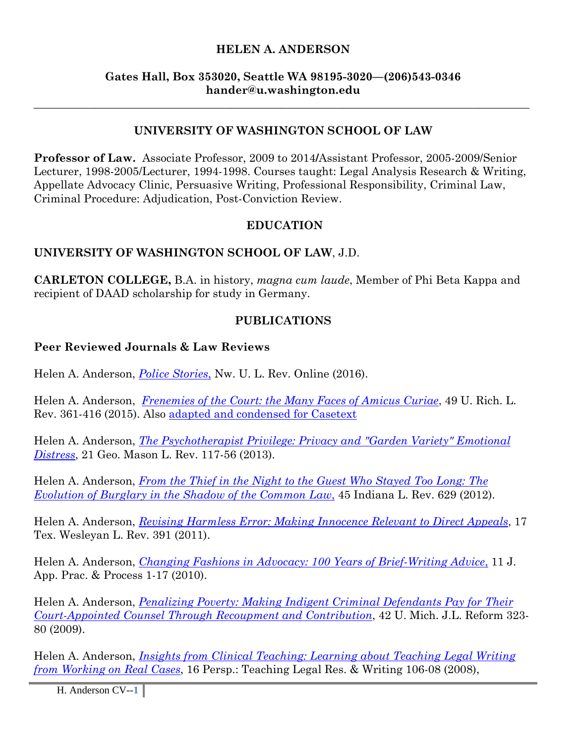# HELEN A. ANDERSON

**Gates Hall, Box 353020, Seattle WA 98195-3020—(206)543-0346**
**hander@u.washington.edu**

---

## UNIVERSITY OF WASHINGTON SCHOOL OF LAW

**Professor of Law.** Associate Professor, 2009 to 2014/Assistant Professor, 2005-2009/Senior Lecturer, 1998-2005/Lecturer, 1994-1998. Courses taught: Legal Analysis Research & Writing, Appellate Advocacy Clinic, Persuasive Writing, Professional Responsibility, Criminal Law, Criminal Procedure: Adjudication, Post-Conviction Review.

## EDUCATION

**UNIVERSITY OF WASHINGTON SCHOOL OF LAW**, J.D.

**CARLETON COLLEGE,** B.A. in history, *magna cum laude*, Member of Phi Beta Kappa and recipient of DAAD scholarship for study in Germany.

## PUBLICATIONS

### Peer Reviewed Journals & Law Reviews

Helen A. Anderson, *Police Stories,* Nw. U. L. Rev. Online (2016).

Helen A. Anderson, *Frenemies of the Court: the Many Faces of Amicus Curiae*, 49 U. Rich. L. Rev. 361-416 (2015). Also adapted and condensed for Casetext

Helen A. Anderson, *The Psychotherapist Privilege: Privacy and "Garden Variety" Emotional Distress*, 21 Geo. Mason L. Rev. 117-56 (2013).

Helen A. Anderson, *From the Thief in the Night to the Guest Who Stayed Too Long: The Evolution of Burglary in the Shadow of the Common Law,* 45 Indiana L. Rev. 629 (2012).

Helen A. Anderson, *Revising Harmless Error: Making Innocence Relevant to Direct Appeals*, 17 Tex. Wesleyan L. Rev. 391 (2011).

Helen A. Anderson, *Changing Fashions in Advocacy: 100 Years of Brief-Writing Advice,* 11 J. App. Prac. & Process 1-17 (2010).

Helen A. Anderson, *Penalizing Poverty: Making Indigent Criminal Defendants Pay for Their Court-Appointed Counsel Through Recoupment and Contribution*, 42 U. Mich. J.L. Reform 323-80 (2009).

Helen A. Anderson, *Insights from Clinical Teaching: Learning about Teaching Legal Writing from Working on Real Cases*, 16 Persp.: Teaching Legal Res. & Writing 106-08 (2008),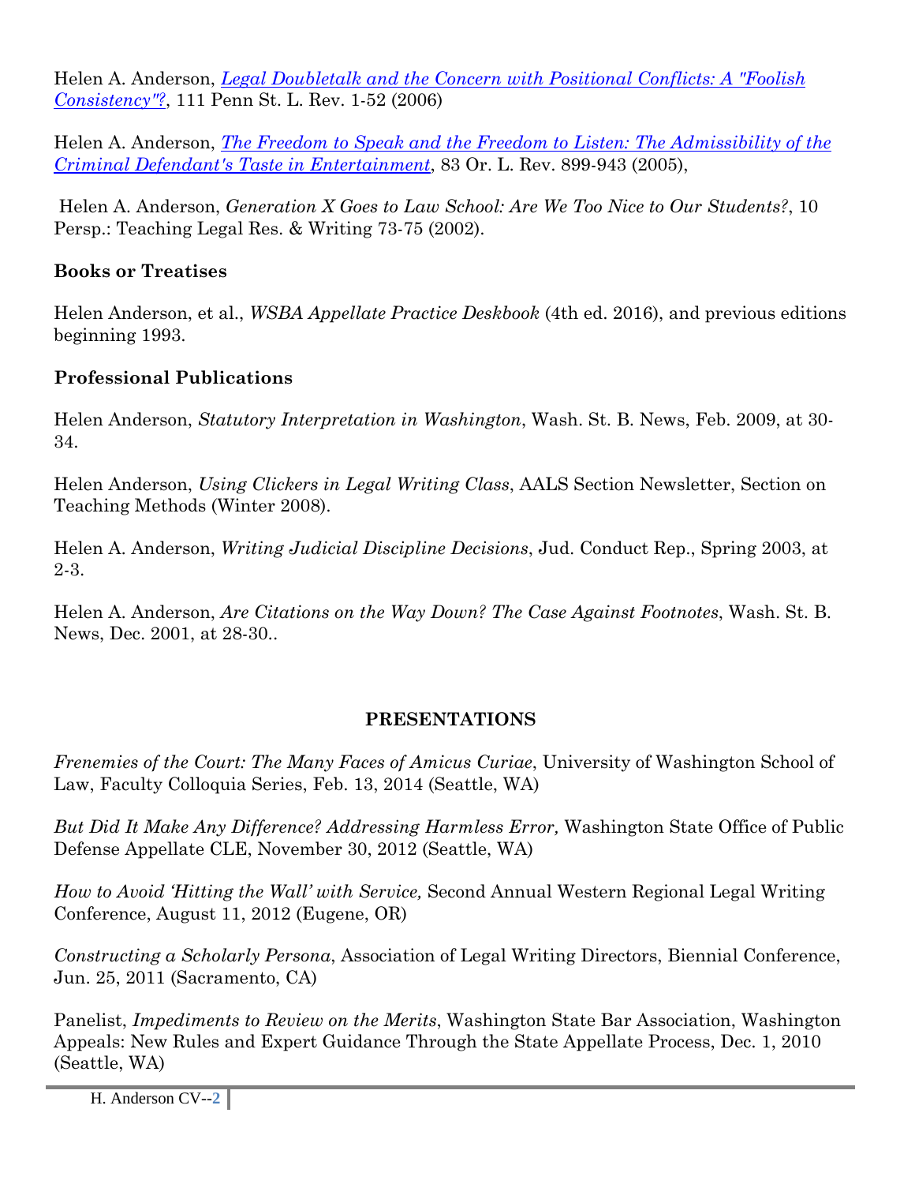Helen A. Anderson, *[Legal Doubletalk and the Concern with Positional Conflicts: A "Foolish Consistency"?](#)*, 111 Penn St. L. Rev. 1-52 (2006)

Helen A. Anderson, *[The Freedom to Speak and the Freedom to Listen: The Admissibility of the Criminal Defendant's Taste in Entertainment](#)*, 83 Or. L. Rev. 899-943 (2005),

Helen A. Anderson, *Generation X Goes to Law School: Are We Too Nice to Our Students?*, 10 Persp.: Teaching Legal Res. & Writing 73-75 (2002).

**Books or Treatises**

Helen Anderson, et al., *WSBA Appellate Practice Deskbook* (4th ed. 2016), and previous editions beginning 1993.

**Professional Publications**

Helen Anderson, *Statutory Interpretation in Washington*, Wash. St. B. News, Feb. 2009, at 30-34.

Helen Anderson, *Using Clickers in Legal Writing Class*, AALS Section Newsletter, Section on Teaching Methods (Winter 2008).

Helen A. Anderson, *Writing Judicial Discipline Decisions*, Jud. Conduct Rep., Spring 2003, at 2-3.

Helen A. Anderson, *Are Citations on the Way Down? The Case Against Footnotes*, Wash. St. B. News, Dec. 2001, at 28-30..

## PRESENTATIONS

*Frenemies of the Court: The Many Faces of Amicus Curiae*, University of Washington School of Law, Faculty Colloquia Series, Feb. 13, 2014 (Seattle, WA)

*But Did It Make Any Difference? Addressing Harmless Error,* Washington State Office of Public Defense Appellate CLE, November 30, 2012 (Seattle, WA)

*How to Avoid 'Hitting the Wall' with Service,* Second Annual Western Regional Legal Writing Conference, August 11, 2012 (Eugene, OR)

*Constructing a Scholarly Persona*, Association of Legal Writing Directors, Biennial Conference, Jun. 25, 2011 (Sacramento, CA)

Panelist, *Impediments to Review on the Merits*, Washington State Bar Association, Washington Appeals: New Rules and Expert Guidance Through the State Appellate Process, Dec. 1, 2010 (Seattle, WA)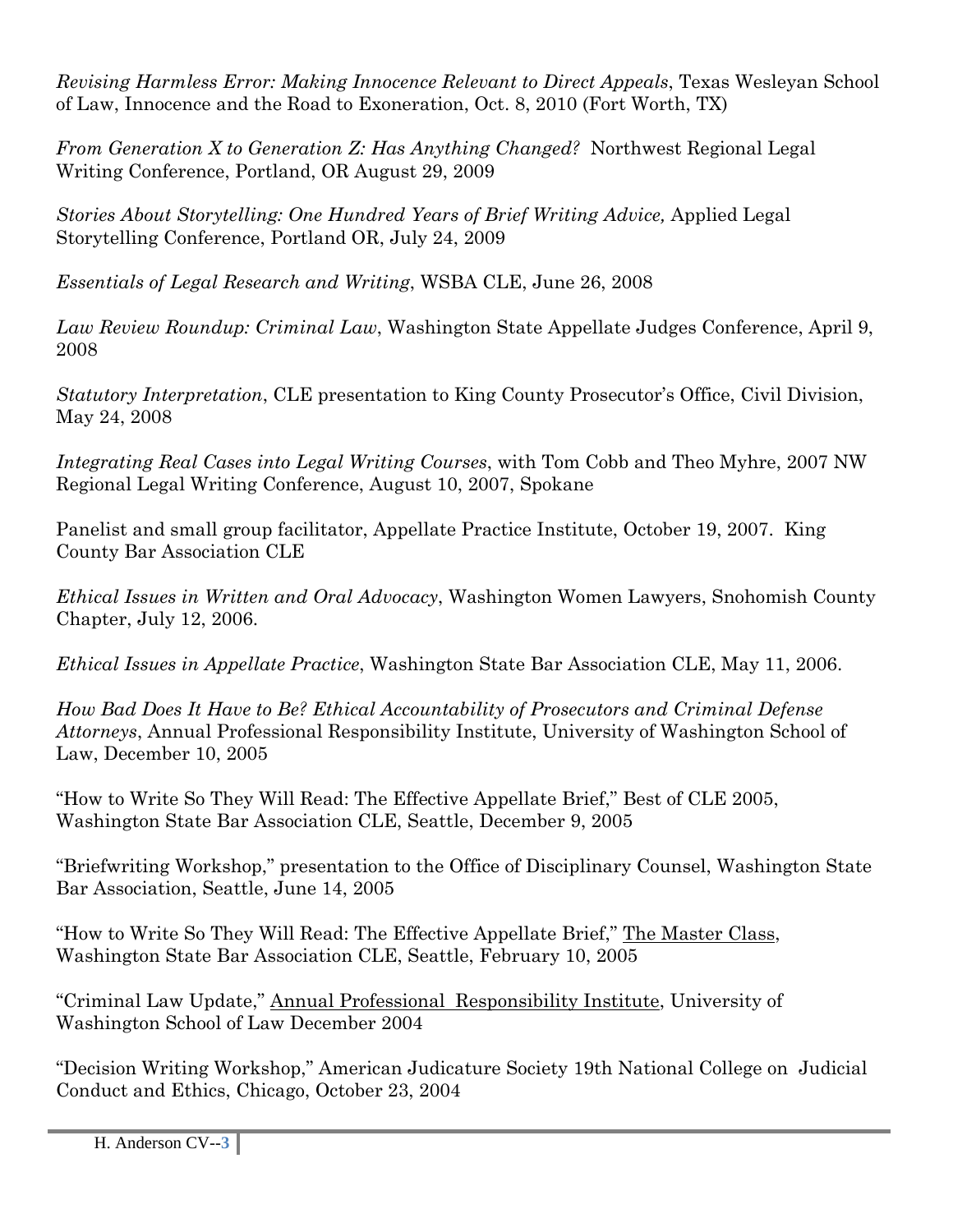*Revising Harmless Error: Making Innocence Relevant to Direct Appeals*, Texas Wesleyan School of Law, Innocence and the Road to Exoneration, Oct. 8, 2010 (Fort Worth, TX)

*From Generation X to Generation Z: Has Anything Changed?* Northwest Regional Legal Writing Conference, Portland, OR August 29, 2009

*Stories About Storytelling: One Hundred Years of Brief Writing Advice,* Applied Legal Storytelling Conference, Portland OR, July 24, 2009

*Essentials of Legal Research and Writing*, WSBA CLE, June 26, 2008

*Law Review Roundup: Criminal Law*, Washington State Appellate Judges Conference, April 9, 2008

*Statutory Interpretation*, CLE presentation to King County Prosecutor's Office, Civil Division, May 24, 2008

*Integrating Real Cases into Legal Writing Courses*, with Tom Cobb and Theo Myhre, 2007 NW Regional Legal Writing Conference, August 10, 2007, Spokane

Panelist and small group facilitator, Appellate Practice Institute, October 19, 2007. King County Bar Association CLE

*Ethical Issues in Written and Oral Advocacy*, Washington Women Lawyers, Snohomish County Chapter, July 12, 2006.

*Ethical Issues in Appellate Practice*, Washington State Bar Association CLE, May 11, 2006.

*How Bad Does It Have to Be? Ethical Accountability of Prosecutors and Criminal Defense Attorneys*, Annual Professional Responsibility Institute, University of Washington School of Law, December 10, 2005

"How to Write So They Will Read: The Effective Appellate Brief," Best of CLE 2005, Washington State Bar Association CLE, Seattle, December 9, 2005

"Briefwriting Workshop," presentation to the Office of Disciplinary Counsel, Washington State Bar Association, Seattle, June 14, 2005

"How to Write So They Will Read: The Effective Appellate Brief," The Master Class, Washington State Bar Association CLE, Seattle, February 10, 2005

"Criminal Law Update," Annual Professional Responsibility Institute, University of Washington School of Law December 2004

"Decision Writing Workshop," American Judicature Society 19th National College on Judicial Conduct and Ethics, Chicago, October 23, 2004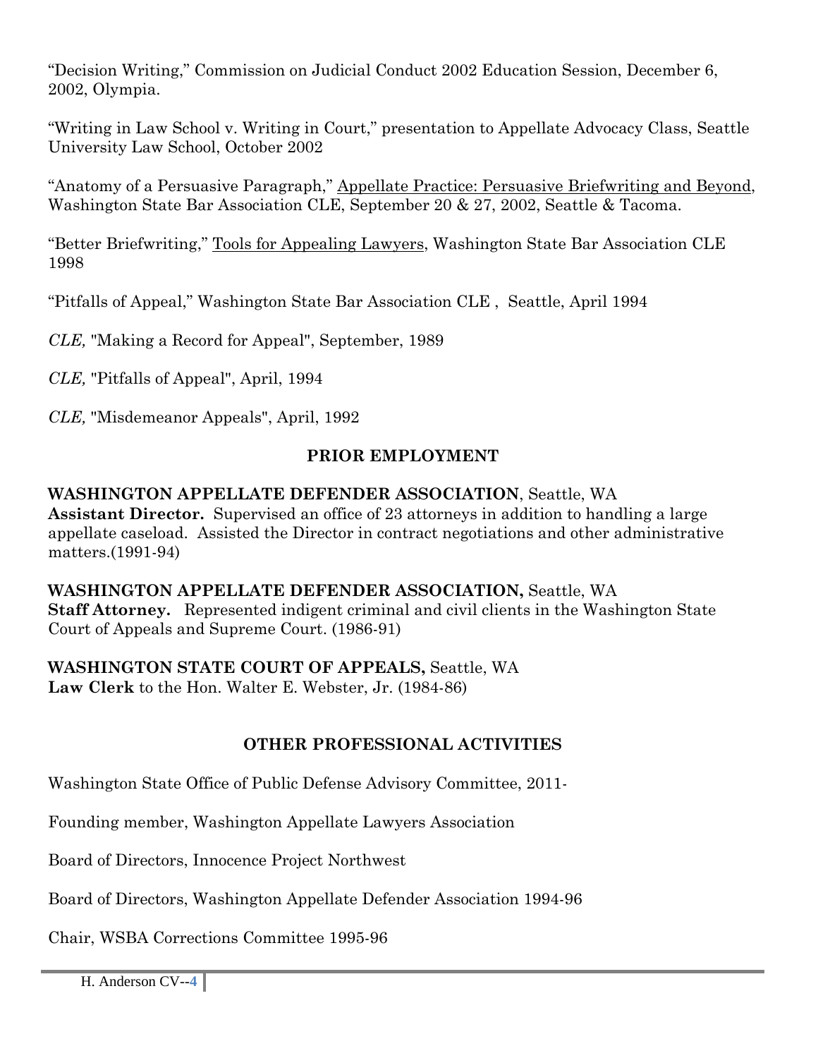"Decision Writing," Commission on Judicial Conduct 2002 Education Session, December 6, 2002, Olympia.

"Writing in Law School v. Writing in Court," presentation to Appellate Advocacy Class, Seattle University Law School, October 2002

"Anatomy of a Persuasive Paragraph," Appellate Practice: Persuasive Briefwriting and Beyond, Washington State Bar Association CLE, September 20 & 27, 2002, Seattle & Tacoma.

"Better Briefwriting," Tools for Appealing Lawyers, Washington State Bar Association CLE 1998

"Pitfalls of Appeal," Washington State Bar Association CLE , Seattle, April 1994

*CLE,* "Making a Record for Appeal", September, 1989

*CLE,* "Pitfalls of Appeal", April, 1994

*CLE,* "Misdemeanor Appeals", April, 1992

## PRIOR EMPLOYMENT

**WASHINGTON APPELLATE DEFENDER ASSOCIATION**, Seattle, WA
**Assistant Director.** Supervised an office of 23 attorneys in addition to handling a large appellate caseload. Assisted the Director in contract negotiations and other administrative matters.(1991-94)

**WASHINGTON APPELLATE DEFENDER ASSOCIATION,** Seattle, WA
**Staff Attorney.** Represented indigent criminal and civil clients in the Washington State Court of Appeals and Supreme Court. (1986-91)

**WASHINGTON STATE COURT OF APPEALS,** Seattle, WA
**Law Clerk** to the Hon. Walter E. Webster, Jr. (1984-86)

## OTHER PROFESSIONAL ACTIVITIES

Washington State Office of Public Defense Advisory Committee, 2011-

Founding member, Washington Appellate Lawyers Association

Board of Directors, Innocence Project Northwest

Board of Directors, Washington Appellate Defender Association 1994-96

Chair, WSBA Corrections Committee 1995-96